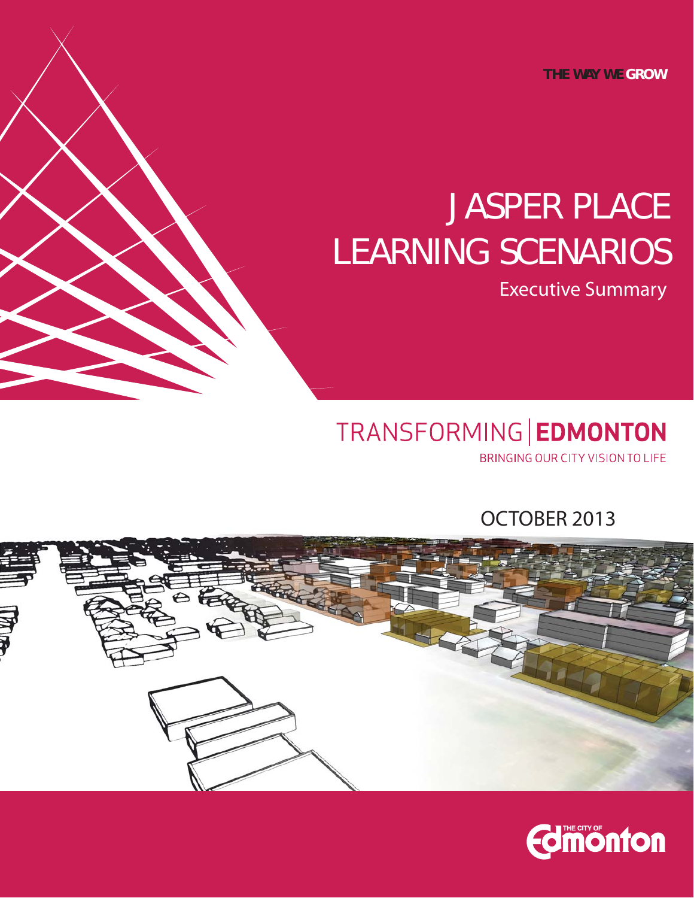THE WAY WE GROW

# JASPER PLACE LEARNING SCENARIOS

## Executive Summary

TRANSFORMING | EDMONTON

BRINGING OUR CITY VISION TO LIFE

OCTOBER 2013

THE CITY OF Edmonton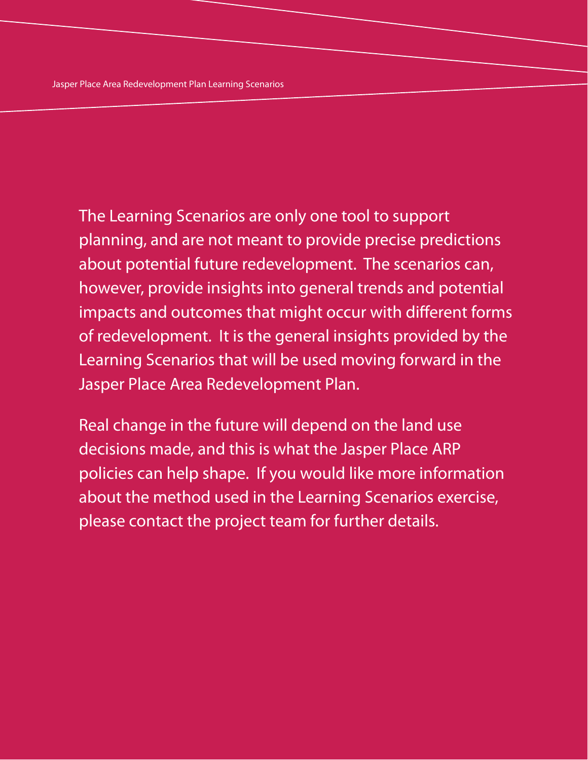The Learning Scenarios are only one tool to support planning, and are not meant to provide precise predictions about potential future redevelopment. The scenarios can, however, provide insights into general trends and potential impacts and outcomes that might occur with different forms of redevelopment. It is the general insights provided by the Learning Scenarios that will be used moving forward in the Jasper Place Area Redevelopment Plan.

Real change in the future will depend on the land use decisions made, and this is what the Jasper Place ARP policies can help shape. If you would like more information about the method used in the Learning Scenarios exercise, please contact the project team for further details.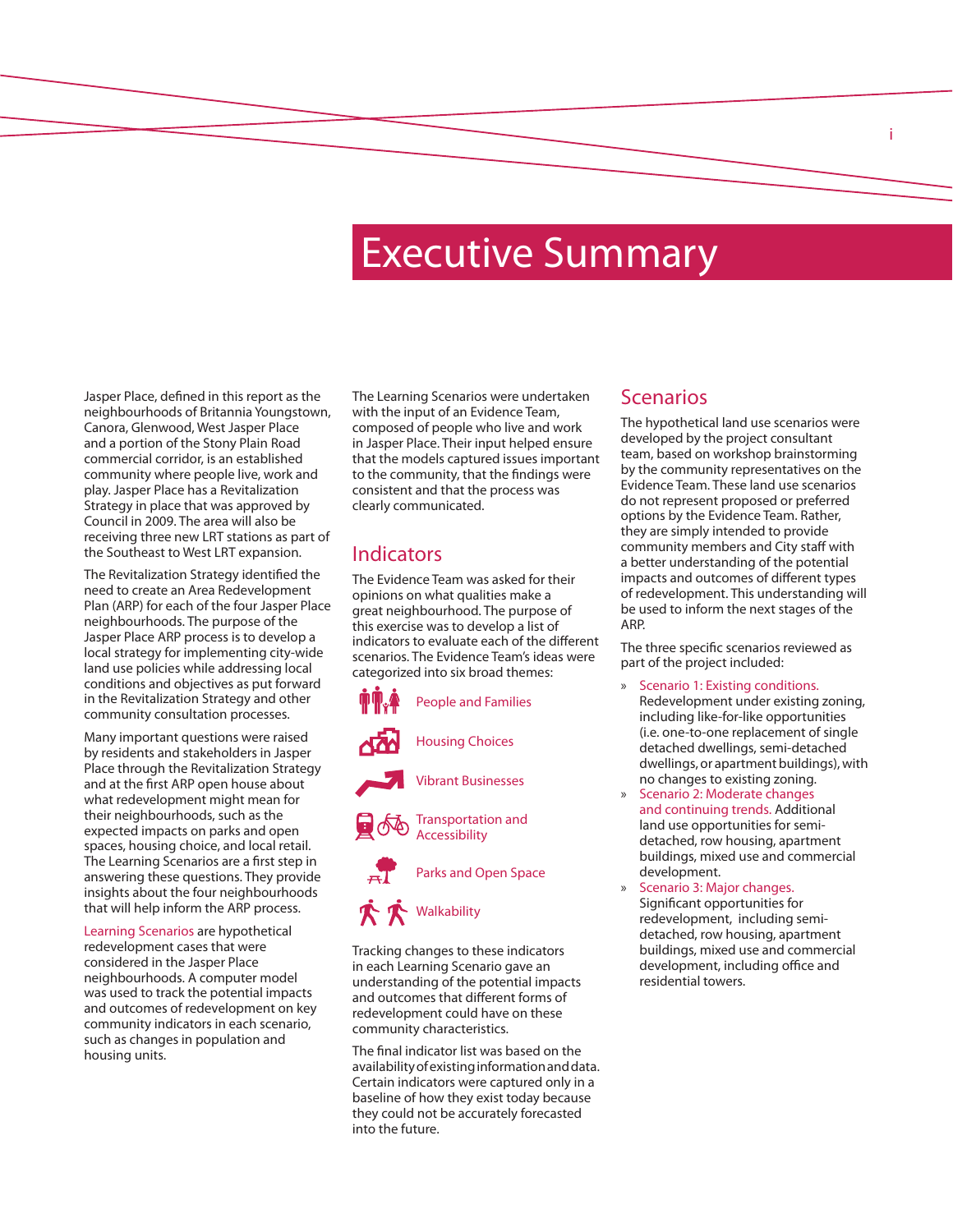# Executive Summary

Jasper Place, defined in this report as the neighbourhoods of Britannia Youngstown, Canora, Glenwood, West Jasper Place and a portion of the Stony Plain Road commercial corridor, is an established community where people live, work and play. Jasper Place has a Revitalization Strategy in place that was approved by Council in 2009. The area will also be receiving three new LRT stations as part of the Southeast to West LRT expansion.

The Revitalization Strategy identified the need to create an Area Redevelopment Plan (ARP) for each of the four Jasper Place neighbourhoods. The purpose of the Jasper Place ARP process is to develop a local strategy for implementing city-wide land use policies while addressing local conditions and objectives as put forward in the Revitalization Strategy and other community consultation processes.

Many important questions were raised by residents and stakeholders in Jasper Place through the Revitalization Strategy and at the first ARP open house about what redevelopment might mean for their neighbourhoods, such as the expected impacts on parks and open spaces, housing choice, and local retail. The Learning Scenarios are a first step in answering these questions. They provide insights about the four neighbourhoods that will help inform the ARP process.

Learning Scenarios are hypothetical redevelopment cases that were considered in the Jasper Place neighbourhoods. A computer model was used to track the potential impacts and outcomes of redevelopment on key community indicators in each scenario, such as changes in population and housing units.

The Learning Scenarios were undertaken with the input of an Evidence Team, composed of people who live and work in Jasper Place. Their input helped ensure that the models captured issues important to the community, that the findings were consistent and that the process was clearly communicated.

## Indicators

The Evidence Team was asked for their opinions on what qualities make a great neighbourhood. The purpose of this exercise was to develop a list of indicators to evaluate each of the different scenarios. The Evidence Team's ideas were categorized into six broad themes:

- People and Families
- Housing Choices
- Vibrant Businesses
- Transportation and Accessibility
- Parks and Open Space
- Walkability

Tracking changes to these indicators in each Learning Scenario gave an understanding of the potential impacts and outcomes that different forms of redevelopment could have on these community characteristics.

The final indicator list was based on the availability of existing information and data. Certain indicators were captured only in a baseline of how they exist today because they could not be accurately forecasted into the future.

## Scenarios

The hypothetical land use scenarios were developed by the project consultant team, based on workshop brainstorming by the community representatives on the Evidence Team. These land use scenarios do not represent proposed or preferred options by the Evidence Team. Rather, they are simply intended to provide community members and City staff with a better understanding of the potential impacts and outcomes of different types of redevelopment. This understanding will be used to inform the next stages of the ARP.

The three specific scenarios reviewed as part of the project included:

- Scenario 1: Existing conditions. Redevelopment under existing zoning, including like-for-like opportunities (i.e. one-to-one replacement of single detached dwellings, semi-detached dwellings, or apartment buildings), with no changes to existing zoning.
- Scenario 2: Moderate changes and continuing trends. Additional land use opportunities for semi-detached, row housing, apartment buildings, mixed use and commercial development.
- Scenario 3: Major changes. Significant opportunities for redevelopment, including semi-detached, row housing, apartment buildings, mixed use and commercial development, including office and residential towers.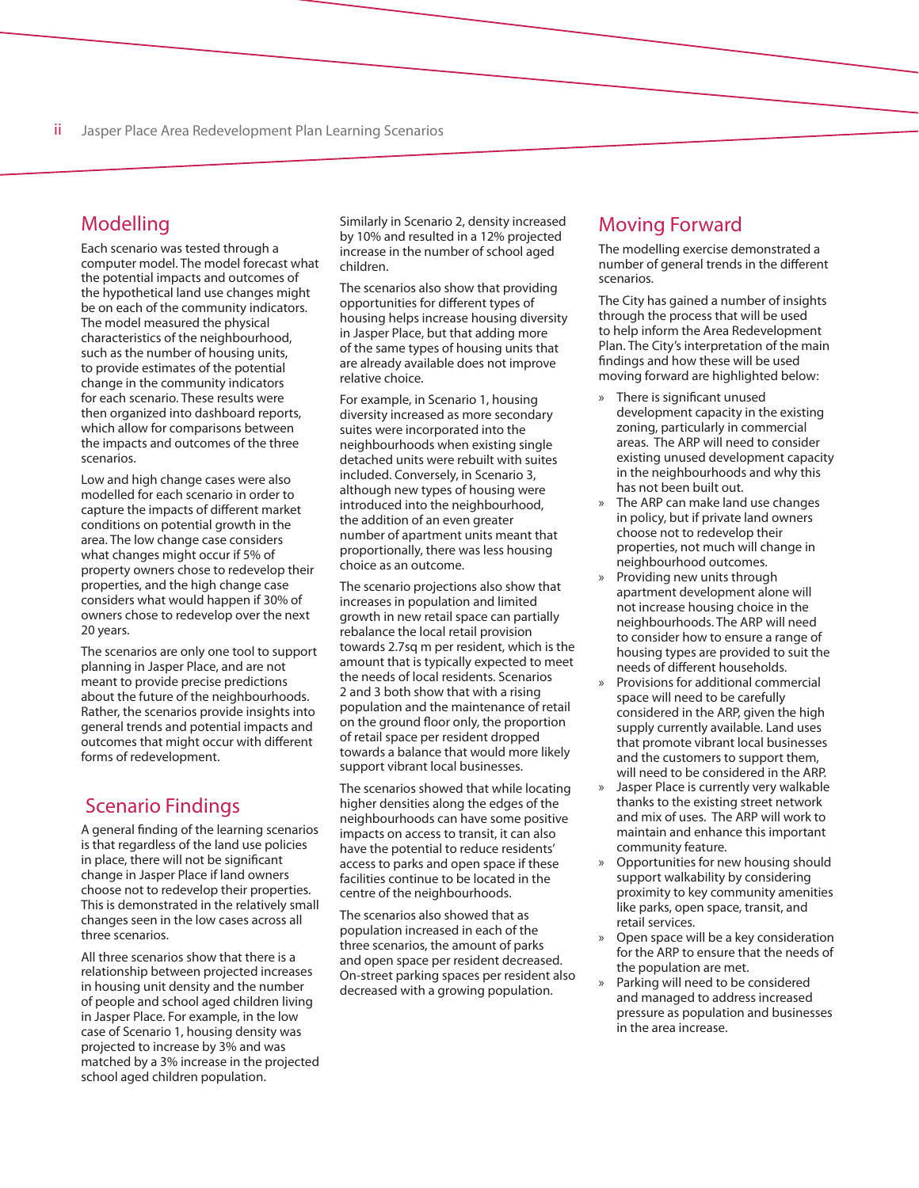## Modelling

Each scenario was tested through a computer model. The model forecast what the potential impacts and outcomes of the hypothetical land use changes might be on each of the community indicators. The model measured the physical characteristics of the neighbourhood, such as the number of housing units, to provide estimates of the potential change in the community indicators for each scenario. These results were then organized into dashboard reports, which allow for comparisons between the impacts and outcomes of the three scenarios.

Low and high change cases were also modelled for each scenario in order to capture the impacts of different market conditions on potential growth in the area. The low change case considers what changes might occur if 5% of property owners chose to redevelop their properties, and the high change case considers what would happen if 30% of owners chose to redevelop over the next 20 years.

The scenarios are only one tool to support planning in Jasper Place, and are not meant to provide precise predictions about the future of the neighbourhoods. Rather, the scenarios provide insights into general trends and potential impacts and outcomes that might occur with different forms of redevelopment.

## Scenario Findings

A general finding of the learning scenarios is that regardless of the land use policies in place, there will not be significant change in Jasper Place if land owners choose not to redevelop their properties. This is demonstrated in the relatively small changes seen in the low cases across all three scenarios.

All three scenarios show that there is a relationship between projected increases in housing unit density and the number of people and school aged children living in Jasper Place. For example, in the low case of Scenario 1, housing density was projected to increase by 3% and was matched by a 3% increase in the projected school aged children population.

Similarly in Scenario 2, density increased by 10% and resulted in a 12% projected increase in the number of school aged children.

The scenarios also show that providing opportunities for different types of housing helps increase housing diversity in Jasper Place, but that adding more of the same types of housing units that are already available does not improve relative choice.

For example, in Scenario 1, housing diversity increased as more secondary suites were incorporated into the neighbourhoods when existing single detached units were rebuilt with suites included. Conversely, in Scenario 3, although new types of housing were introduced into the neighbourhood, the addition of an even greater number of apartment units meant that proportionally, there was less housing choice as an outcome.

The scenario projections also show that increases in population and limited growth in new retail space can partially rebalance the local retail provision towards 2.7sq m per resident, which is the amount that is typically expected to meet the needs of local residents. Scenarios 2 and 3 both show that with a rising population and the maintenance of retail on the ground floor only, the proportion of retail space per resident dropped towards a balance that would more likely support vibrant local businesses.

The scenarios showed that while locating higher densities along the edges of the neighbourhoods can have some positive impacts on access to transit, it can also have the potential to reduce residents' access to parks and open space if these facilities continue to be located in the centre of the neighbourhoods.

The scenarios also showed that as population increased in each of the three scenarios, the amount of parks and open space per resident decreased. On-street parking spaces per resident also decreased with a growing population.

## Moving Forward

The modelling exercise demonstrated a number of general trends in the different scenarios.

The City has gained a number of insights through the process that will be used to help inform the Area Redevelopment Plan. The City's interpretation of the main findings and how these will be used moving forward are highlighted below:

- There is significant unused development capacity in the existing zoning, particularly in commercial areas. The ARP will need to consider existing unused development capacity in the neighbourhoods and why this has not been built out.
- The ARP can make land use changes in policy, but if private land owners choose not to redevelop their properties, not much will change in neighbourhood outcomes.
- Providing new units through apartment development alone will not increase housing choice in the neighbourhoods. The ARP will need to consider how to ensure a range of housing types are provided to suit the needs of different households.
- Provisions for additional commercial space will need to be carefully considered in the ARP, given the high supply currently available. Land uses that promote vibrant local businesses and the customers to support them, will need to be considered in the ARP.
- Jasper Place is currently very walkable thanks to the existing street network and mix of uses. The ARP will work to maintain and enhance this important community feature.
- Opportunities for new housing should support walkability by considering proximity to key community amenities like parks, open space, transit, and retail services.
- Open space will be a key consideration for the ARP to ensure that the needs of the population are met.
- Parking will need to be considered and managed to address increased pressure as population and businesses in the area increase.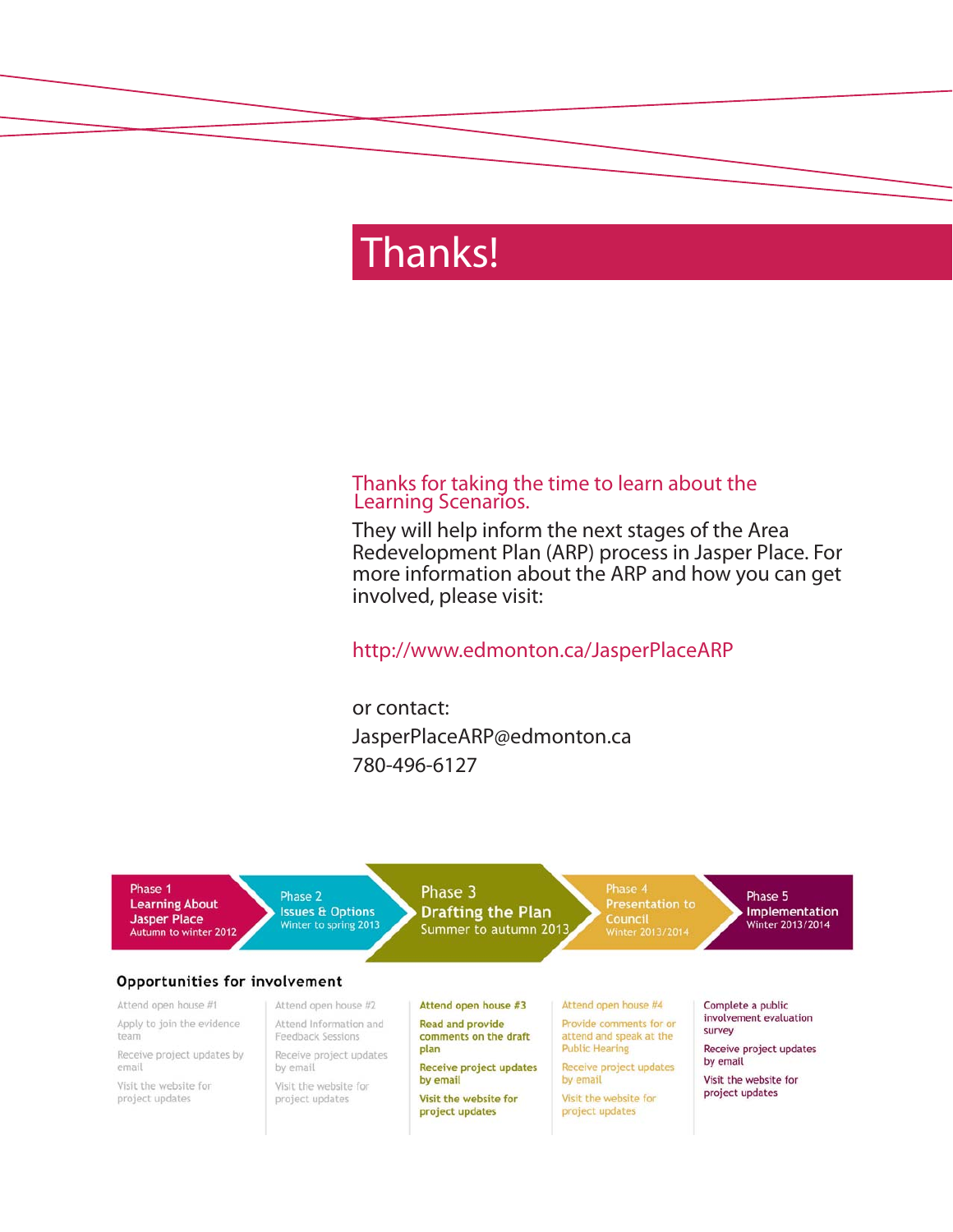# Thanks!

Thanks for taking the time to learn about the Learning Scenarios.

They will help inform the next stages of the Area Redevelopment Plan (ARP) process in Jasper Place. For more information about the ARP and how you can get involved, please visit:

http://www.edmonton.ca/JasperPlaceARP

or contact:

JasperPlaceARP@edmonton.ca

780-496-6127

| Phase 1<br>Learning About Jasper Place<br>Autumn to winter 2012 | Phase 2<br>Issues & Options<br>Winter to spring 2013 | Phase 3<br>Drafting the Plan<br>Summer to autumn 2013 | Phase 4<br>Presentation to Council<br>Winter 2013/2014 | Phase 5<br>Implementation<br>Winter 2013/2014 |
|---|---|---|---|---|

## Opportunities for involvement

| Phase 1 | Phase 2 | Phase 3 | Phase 4 | Phase 5 |
|---|---|---|---|---|
| Attend open house #1 | Attend open house #2 | Attend open house #3 | Attend open house #4 | Complete a public involvement evaluation survey |
| Apply to join the evidence team | Attend Information and Feedback Sessions | Read and provide comments on the draft plan | Provide comments for or attend and speak at the Public Hearing | Receive project updates by email |
| Receive project updates by email | Receive project updates by email | Receive project updates by email | Receive project updates by email | Visit the website for project updates |
| Visit the website for project updates | Visit the website for project updates | Visit the website for project updates | Visit the website for project updates | |